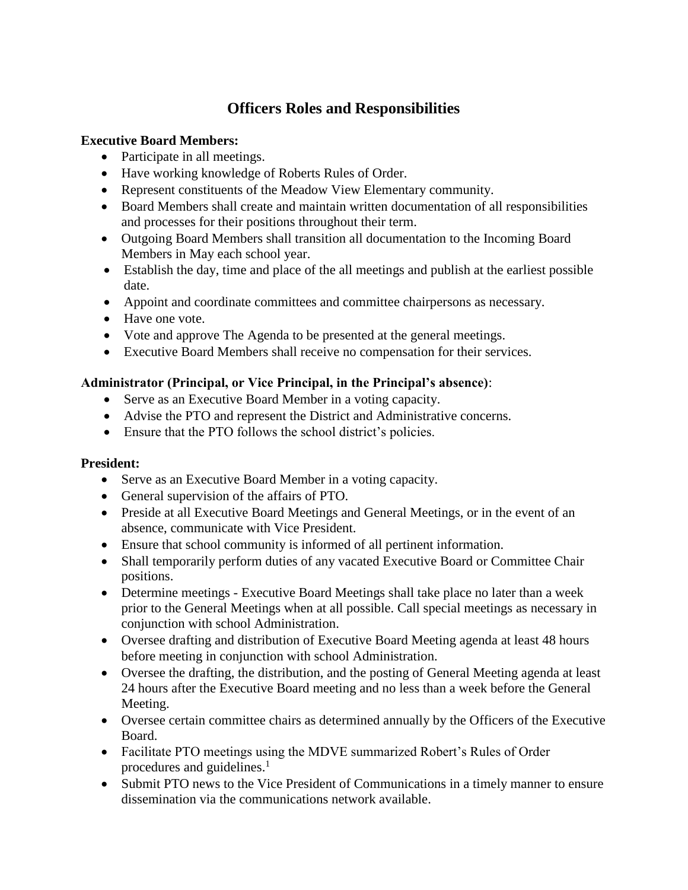# Officers Roles and Responsibilities

**Executive Board Members:**

- Participate in all meetings.
- Have working knowledge of Roberts Rules of Order.
- Represent constituents of the Meadow View Elementary community.
- Board Members shall create and maintain written documentation of all responsibilities and processes for their positions throughout their term.
- Outgoing Board Members shall transition all documentation to the Incoming Board Members in May each school year.
- Establish the day, time and place of the all meetings and publish at the earliest possible date.
- Appoint and coordinate committees and committee chairpersons as necessary.
- Have one vote.
- Vote and approve The Agenda to be presented at the general meetings.
- Executive Board Members shall receive no compensation for their services.

**Administrator (Principal, or Vice Principal, in the Principal's absence)**:

- Serve as an Executive Board Member in a voting capacity.
- Advise the PTO and represent the District and Administrative concerns.
- Ensure that the PTO follows the school district's policies.

**President:**

- Serve as an Executive Board Member in a voting capacity.
- General supervision of the affairs of PTO.
- Preside at all Executive Board Meetings and General Meetings, or in the event of an absence, communicate with Vice President.
- Ensure that school community is informed of all pertinent information.
- Shall temporarily perform duties of any vacated Executive Board or Committee Chair positions.
- Determine meetings - Executive Board Meetings shall take place no later than a week prior to the General Meetings when at all possible. Call special meetings as necessary in conjunction with school Administration.
- Oversee drafting and distribution of Executive Board Meeting agenda at least 48 hours before meeting in conjunction with school Administration.
- Oversee the drafting, the distribution, and the posting of General Meeting agenda at least 24 hours after the Executive Board meeting and no less than a week before the General Meeting.
- Oversee certain committee chairs as determined annually by the Officers of the Executive Board.
- Facilitate PTO meetings using the MDVE summarized Robert's Rules of Order procedures and guidelines.[1]
- Submit PTO news to the Vice President of Communications in a timely manner to ensure dissemination via the communications network available.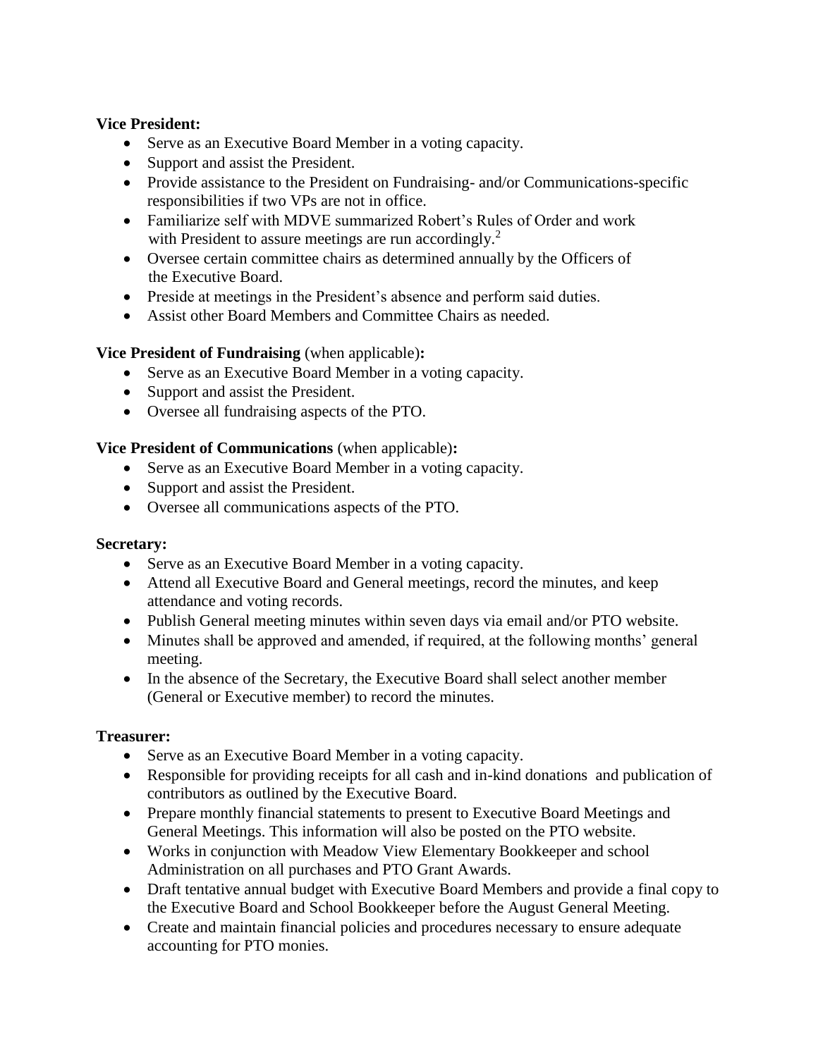**Vice President:**

- Serve as an Executive Board Member in a voting capacity.
- Support and assist the President.
- Provide assistance to the President on Fundraising- and/or Communications-specific responsibilities if two VPs are not in office.
- Familiarize self with MDVE summarized Robert's Rules of Order and work with President to assure meetings are run accordingly.[2]
- Oversee certain committee chairs as determined annually by the Officers of the Executive Board.
- Preside at meetings in the President's absence and perform said duties.
- Assist other Board Members and Committee Chairs as needed.

**Vice President of Fundraising** (when applicable)**:**

- Serve as an Executive Board Member in a voting capacity.
- Support and assist the President.
- Oversee all fundraising aspects of the PTO.

**Vice President of Communications** (when applicable)**:**

- Serve as an Executive Board Member in a voting capacity.
- Support and assist the President.
- Oversee all communications aspects of the PTO.

**Secretary:**

- Serve as an Executive Board Member in a voting capacity.
- Attend all Executive Board and General meetings, record the minutes, and keep attendance and voting records.
- Publish General meeting minutes within seven days via email and/or PTO website.
- Minutes shall be approved and amended, if required, at the following months' general meeting.
- In the absence of the Secretary, the Executive Board shall select another member (General or Executive member) to record the minutes.

**Treasurer:**

- Serve as an Executive Board Member in a voting capacity.
- Responsible for providing receipts for all cash and in-kind donations and publication of contributors as outlined by the Executive Board.
- Prepare monthly financial statements to present to Executive Board Meetings and General Meetings. This information will also be posted on the PTO website.
- Works in conjunction with Meadow View Elementary Bookkeeper and school Administration on all purchases and PTO Grant Awards.
- Draft tentative annual budget with Executive Board Members and provide a final copy to the Executive Board and School Bookkeeper before the August General Meeting.
- Create and maintain financial policies and procedures necessary to ensure adequate accounting for PTO monies.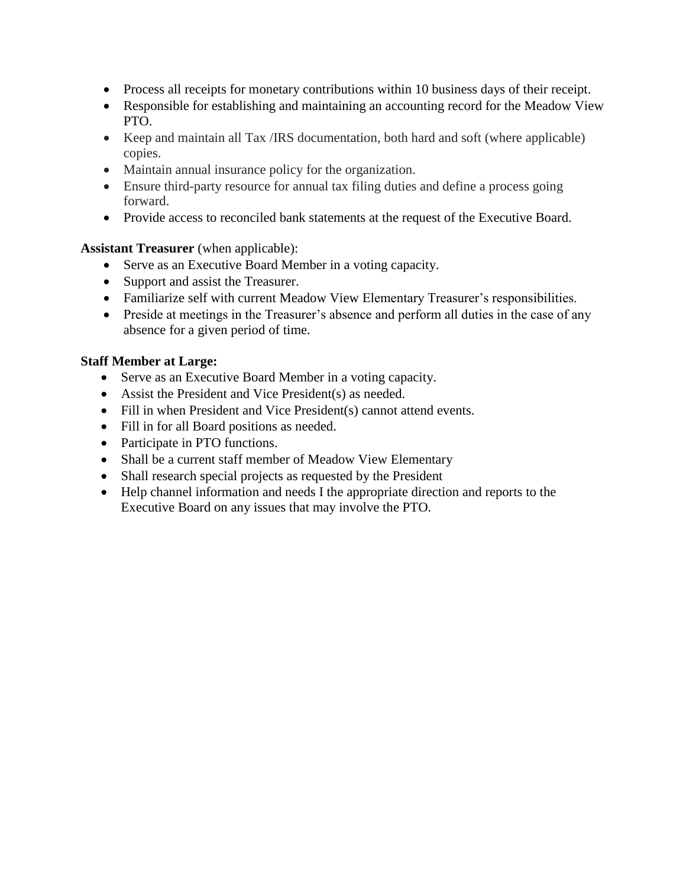- Process all receipts for monetary contributions within 10 business days of their receipt.
- Responsible for establishing and maintaining an accounting record for the Meadow View PTO.
- Keep and maintain all Tax /IRS documentation, both hard and soft (where applicable) copies.
- Maintain annual insurance policy for the organization.
- Ensure third-party resource for annual tax filing duties and define a process going forward.
- Provide access to reconciled bank statements at the request of the Executive Board.

**Assistant Treasurer** (when applicable):

- Serve as an Executive Board Member in a voting capacity.
- Support and assist the Treasurer.
- Familiarize self with current Meadow View Elementary Treasurer's responsibilities.
- Preside at meetings in the Treasurer's absence and perform all duties in the case of any absence for a given period of time.

**Staff Member at Large:**

- Serve as an Executive Board Member in a voting capacity.
- Assist the President and Vice President(s) as needed.
- Fill in when President and Vice President(s) cannot attend events.
- Fill in for all Board positions as needed.
- Participate in PTO functions.
- Shall be a current staff member of Meadow View Elementary
- Shall research special projects as requested by the President
- Help channel information and needs I the appropriate direction and reports to the Executive Board on any issues that may involve the PTO.